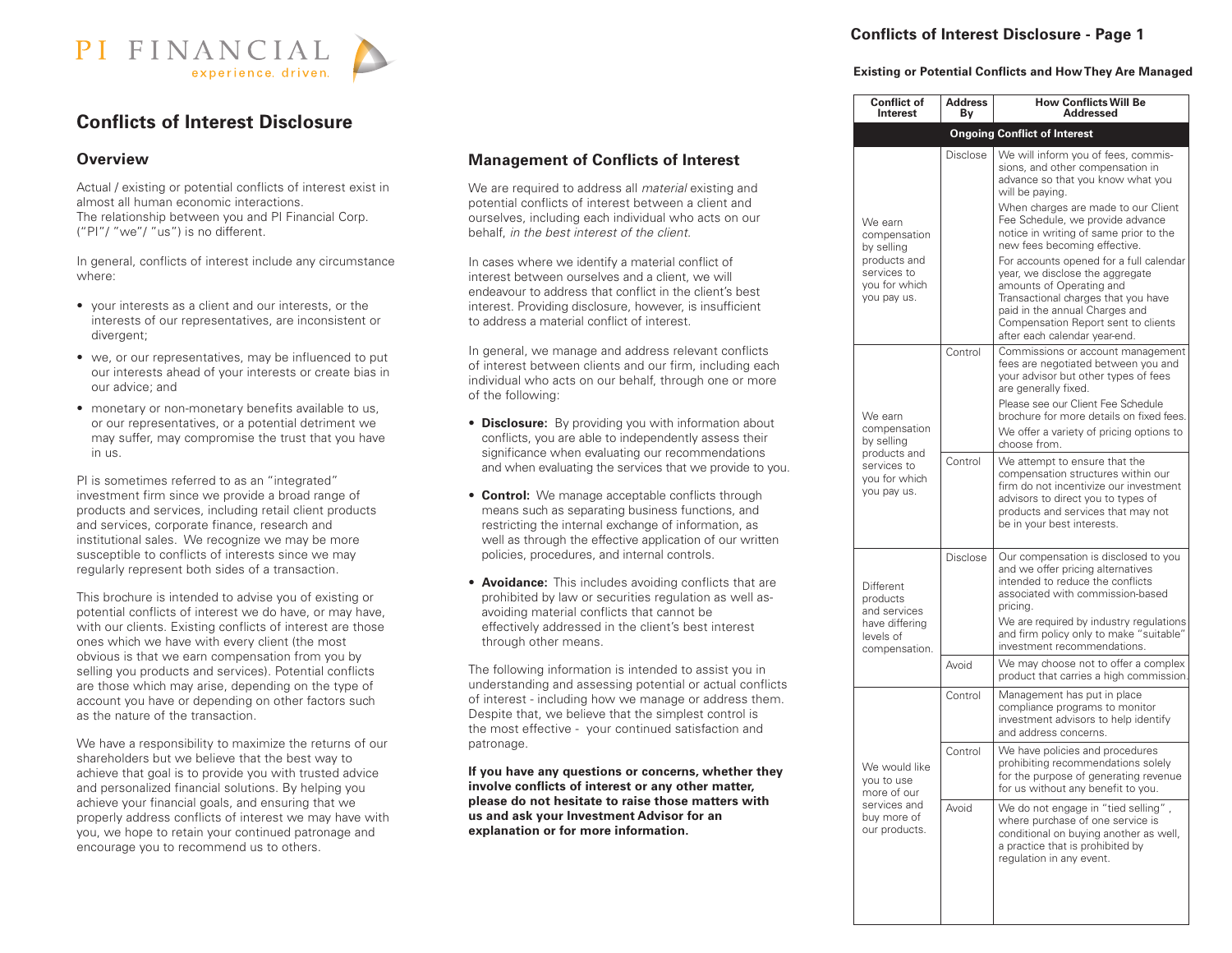PI FINANCIAL experience. driven.

# Conflicts of Interest Disclosure

## Overview

Actual / existing or potential conflicts of interest exist in almost all human economic interactions.
The relationship between you and PI Financial Corp. ("PI"/ "we"/ "us") is no different.

In general, conflicts of interest include any circumstance where:

- your interests as a client and our interests, or the interests of our representatives, are inconsistent or divergent;
- we, or our representatives, may be influenced to put our interests ahead of your interests or create bias in our advice; and
- monetary or non-monetary benefits available to us, or our representatives, or a potential detriment we may suffer, may compromise the trust that you have in us.

PI is sometimes referred to as an "integrated" investment firm since we provide a broad range of products and services, including retail client products and services, corporate finance, research and institutional sales. We recognize we may be more susceptible to conflicts of interests since we may regularly represent both sides of a transaction.

This brochure is intended to advise you of existing or potential conflicts of interest we do have, or may have, with our clients. Existing conflicts of interest are those ones which we have with every client (the most obvious is that we earn compensation from you by selling you products and services). Potential conflicts are those which may arise, depending on the type of account you have or depending on other factors such as the nature of the transaction.

We have a responsibility to maximize the returns of our shareholders but we believe that the best way to achieve that goal is to provide you with trusted advice and personalized financial solutions. By helping you achieve your financial goals, and ensuring that we properly address conflicts of interest we may have with you, we hope to retain your continued patronage and encourage you to recommend us to others.

## Management of Conflicts of Interest

We are required to address all *material* existing and potential conflicts of interest between a client and ourselves, including each individual who acts on our behalf, *in the best interest of the client.*

In cases where we identify a material conflict of interest between ourselves and a client, we will endeavour to address that conflict in the client's best interest. Providing disclosure, however, is insufficient to address a material conflict of interest.

In general, we manage and address relevant conflicts of interest between clients and our firm, including each individual who acts on our behalf, through one or more of the following:

- **Disclosure:** By providing you with information about conflicts, you are able to independently assess their significance when evaluating our recommendations and when evaluating the services that we provide to you.
- **Control:** We manage acceptable conflicts through means such as separating business functions, and restricting the internal exchange of information, as well as through the effective application of our written policies, procedures, and internal controls.
- **Avoidance:** This includes avoiding conflicts that are prohibited by law or securities regulation as well as avoiding material conflicts that cannot be effectively addressed in the client's best interest through other means.

The following information is intended to assist you in understanding and assessing potential or actual conflicts of interest - including how we manage or address them. Despite that, we believe that the simplest control is the most effective - your continued satisfaction and patronage.

**If you have any questions or concerns, whether they involve conflicts of interest or any other matter, please do not hesitate to raise those matters with us and ask your Investment Advisor for an explanation or for more information.**

## Conflicts of Interest Disclosure - Page 1

**Existing or Potential Conflicts and How They Are Managed**

| Conflict of Interest | Address By | How Conflicts Will Be Addressed |
|---|---|---|
| **Ongoing Conflict of Interest** | | |
| We earn compensation by selling products and services to you for which you pay us. | Disclose | We will inform you of fees, commissions, and other compensation in advance so that you know what you will be paying. When charges are made to our Client Fee Schedule, we provide advance notice in writing of same prior to the new fees becoming effective. For accounts opened for a full calendar year, we disclose the aggregate amounts of Operating and Transactional charges that you have paid in the annual Charges and Compensation Report sent to clients after each calendar year-end. |
| We earn compensation by selling products and services to you for which you pay us. | Control | Commissions or account management fees are negotiated between you and your advisor but other types of fees are generally fixed. Please see our Client Fee Schedule brochure for more details on fixed fees. We offer a variety of pricing options to choose from. |
| | Control | We attempt to ensure that the compensation structures within our firm do not incentivize our investment advisors to direct you to types of products and services that may not be in your best interests. |
| Different products and services have differing levels of compensation. | Disclose | Our compensation is disclosed to you and we offer pricing alternatives intended to reduce the conflicts associated with commission-based pricing. We are required by industry regulations and firm policy only to make "suitable" investment recommendations. |
| | Avoid | We may choose not to offer a complex product that carries a high commission. |
| We would like you to use more of our services and buy more of our products. | Control | Management has put in place compliance programs to monitor investment advisors to help identify and address concerns. |
| | Control | We have policies and procedures prohibiting recommendations solely for the purpose of generating revenue for us without any benefit to you. |
| | Avoid | We do not engage in "tied selling", where purchase of one service is conditional on buying another as well, a practice that is prohibited by regulation in any event. |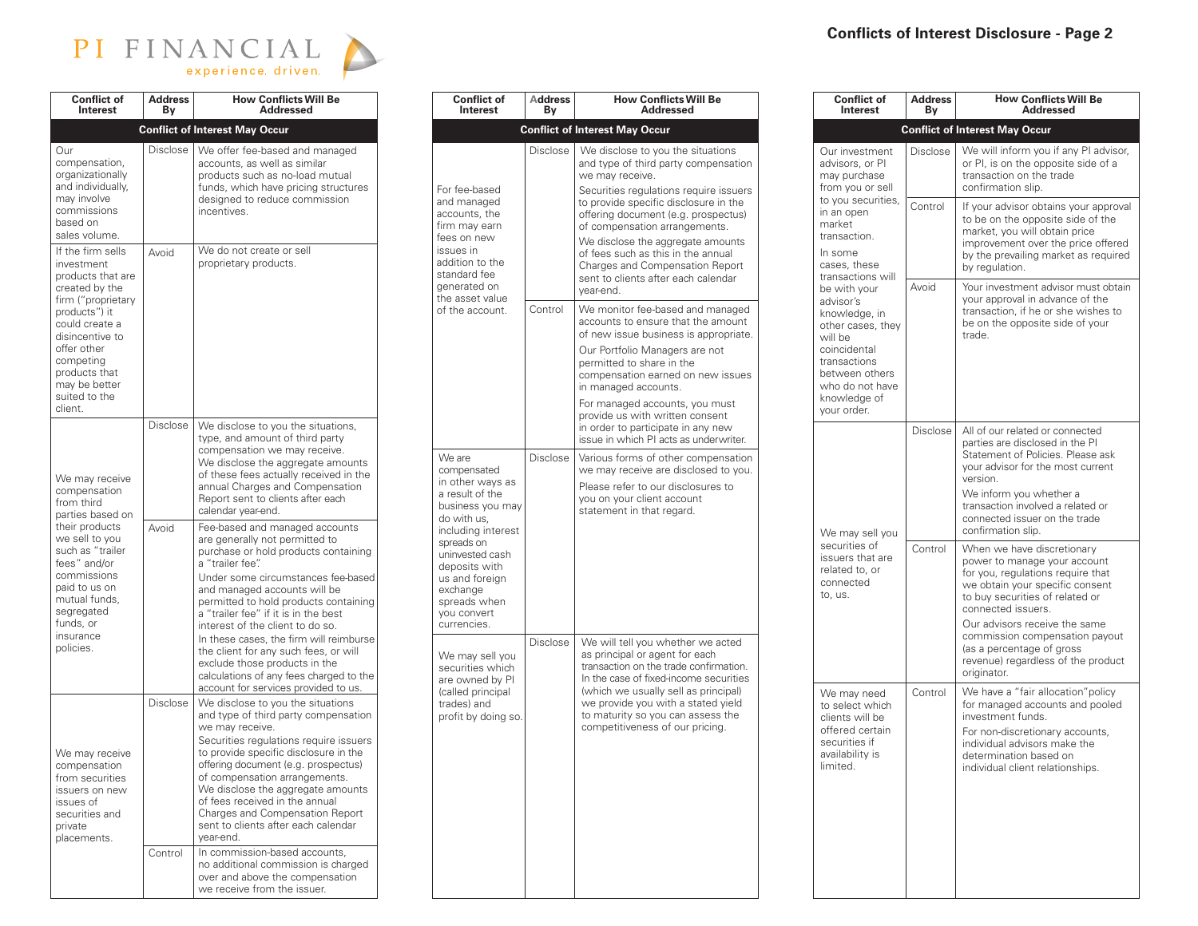# Conflicts of Interest Disclosure - Page 2

| Conflict of Interest | Address By | How Conflicts Will Be Addressed |
|---|---|---|
| **Conflict of Interest May Occur** | | |
| Our compensation, organizationally and individually, may involve commissions based on sales volume. | Disclose | We offer fee-based and managed accounts, as well as similar products such as no-load mutual funds, which have pricing structures designed to reduce commission incentives. |
| If the firm sells investment products that are created by the firm ("proprietary products") it could create a disincentive to offer other competing products that may be better suited to the client. | Avoid | We do not create or sell proprietary products. |
| We may receive compensation from third parties based on their products we sell to you such as "trailer fees" and/or commissions paid to us on mutual funds, segregated funds, or insurance policies. | Disclose | We disclose to you the situations, type, and amount of third party compensation we may receive. We disclose the aggregate amounts of these fees actually received in the annual Charges and Compensation Report sent to clients after each calendar year-end. |
| | Avoid | Fee-based and managed accounts are generally not permitted to purchase or hold products containing a "trailer fee". Under some circumstances fee-based and managed accounts will be permitted to hold products containing a "trailer fee" if it is in the best interest of the client to do so. In these cases, the firm will reimburse the client for any such fees, or will exclude those products in the calculations of any fees charged to the account for services provided to us. |
| We may receive compensation from securities issuers on new issues of securities and private placements. | Disclose | We disclose to you the situations and type of third party compensation we may receive. Securities regulations require issuers to provide specific disclosure in the offering document (e.g. prospectus) of compensation arrangements. We disclose the aggregate amounts of fees received in the annual Charges and Compensation Report sent to clients after each calendar year-end. |
| | Control | In commission-based accounts, no additional commission is charged over and above the compensation we receive from the issuer. |
| For fee-based and managed accounts, the firm may earn fees on new issues in addition to the standard fee generated on the asset value of the account. | Disclose | We disclose to you the situations and type of third party compensation we may receive. Securities regulations require issuers to provide specific disclosure in the offering document (e.g. prospectus) of compensation arrangements. We disclose the aggregate amounts of fees such as this in the annual Charges and Compensation Report sent to clients after each calendar year-end. |
| | Control | We monitor fee-based and managed accounts to ensure that the amount of new issue business is appropriate. Our Portfolio Managers are not permitted to share in the compensation earned on new issues in managed accounts. For managed accounts, you must provide us with written consent in order to participate in any new issue in which PI acts as underwriter. |
| We are compensated in other ways as a result of the business you may do with us, including interest spreads on uninvested cash deposits with us and foreign exchange spreads when you convert currencies. | Disclose | Various forms of other compensation we may receive are disclosed to you. Please refer to our disclosures to you on your client account statement in that regard. |
| We may sell you securities which are owned by PI (called principal trades) and profit by doing so. | Disclose | We will tell you whether we acted as principal or agent for each transaction on the trade confirmation. In the case of fixed-income securities (which we usually sell as principal) we provide you with a stated yield to maturity so you can assess the competitiveness of our pricing. |
| Our investment advisors, or PI may purchase from you or sell to you securities, in an open market transaction. In some cases, these transactions will be with your advisor's knowledge, in other cases, they will be coincidental transactions between others who do not have knowledge of your order. | Disclose | We will inform you if any PI advisor, or PI, is on the opposite side of a transaction on the trade confirmation slip. |
| | Control | If your advisor obtains your approval to be on the opposite side of the market, you will obtain price improvement over the price offered by the prevailing market as required by regulation. |
| | Avoid | Your investment advisor must obtain your approval in advance of the transaction, if he or she wishes to be on the opposite side of your trade. |
| We may sell you securities of issuers that are related to, or connected to, us. | Disclose | All of our related or connected parties are disclosed in the PI Statement of Policies. Please ask your advisor for the most current version. We inform you whether a transaction involved a related or connected issuer on the trade confirmation slip. |
| | Control | When we have discretionary power to manage your account for you, regulations require that we obtain your specific consent to buy securities of related or connected issuers. Our advisors receive the same commission compensation payout (as a percentage of gross revenue) regardless of the product originator. |
| We may need to select which clients will be offered certain securities if availability is limited. | Control | We have a "fair allocation" policy for managed accounts and pooled investment funds. For non-discretionary accounts, individual advisors make the determination based on individual client relationships. |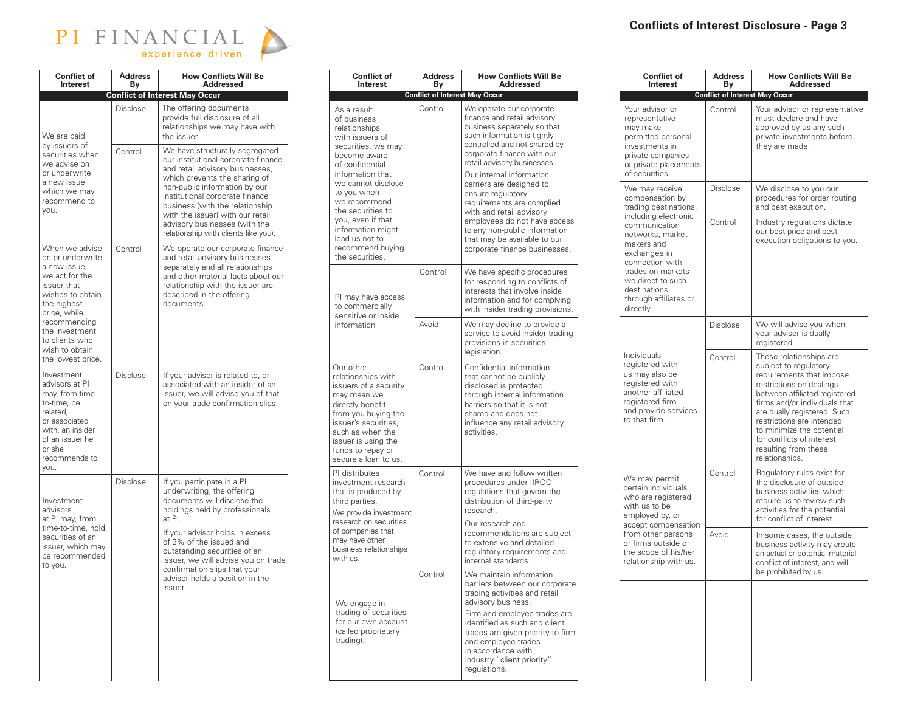| Conflict of Interest | Address By | How Conflicts Will Be Addressed |
|---|---|---|
| **Conflict of Interest May Occur** | | |
| We are paid by issuers of securities when we advise on or underwrite a new issue which we may recommend to you. | Disclose | The offering documents provide full disclosure of all relationships we may have with the issuer. |
| | Control | We have structurally segregated our institutional corporate finance and retail advisory businesses, which prevents the sharing of non-public information by our institutional corporate finance business (with the relationship with the issuer) with our retail advisory businesses (with the relationship with clients like you). |
| When we advise on or underwrite a new issue, we act for the issuer that wishes to obtain the highest price, while recommending the investment to clients who wish to obtain the lowest price. | Control | We operate our corporate finance and retail advisory businesses separately and all relationships and other material facts about our relationship with the issuer are described in the offering documents. |
| Investment advisors at PI may, from time-to-time, be related, or associated with, an insider of an issuer he or she recommends to you. | Disclose | If your advisor is related to, or associated with an insider of an issuer, we will advise you of that on your trade confirmation slips. |
| Investment advisors at PI may, from time-to-time, hold securities of an issuer, which may be recommended to you. | Disclose | If you participate in a PI underwriting, the offering documents will disclose the holdings held by professionals at PI.<br><br>If your advisor holds in excess of 3% of the issued and outstanding securities of an issuer, we will advise you on trade confirmation slips that your advisor holds a position in the issuer. |
| As a result of business relationships with issuers of securities, we may become aware of confidential information that we cannot disclose to you when we recommend the securities to you, even if that information might lead us not to recommend buying the securities. | Control | We operate our corporate finance and retail advisory business separately so that such information is tightly controlled and not shared by corporate finance with our retail advisory businesses.<br><br>Our internal information barriers are designed to ensure regulatory requirements are complied with and retail advisory employees do not have access to any non-public information that may be available to our corporate finance businesses. |
| PI may have access to commercially sensitive or inside information | Control | We have specific procedures for responding to conflicts of interests that involve inside information and for complying with insider trading provisions. |
| | Avoid | We may decline to provide a service to avoid insider trading provisions in securities legislation. |
| Our other relationships with issuers of a security may mean we directly benefit from you buying the issuer's securities, such as when the issuer is using the funds to repay or secure a loan to us. | Control | Confidential information that cannot be publicly disclosed is protected through information barriers so that it is not shared and does not influence any retail advisory activities. |
| PI distributes investment research that is produced by third parties.<br><br>We provide investment research on securities of companies that may have other business relationships with us. | Control | We have and follow written procedures under IIROC regulations that govern the distribution of third-party research.<br><br>Our research and recommendations are subject to extensive and detailed regulatory requirements and internal standards. |
| We engage in trading of securities for our own account (called proprietary trading). | Control | We maintain information barriers between our corporate trading activities and retail advisory business.<br><br>Firm and employee trades are identified as such and client trades are given priority to firm and employee trades in accordance with industry "client priority" regulations. |
| Your advisor or representative may make permitted personal investments in private companies or private placements of securities. | Control | Your advisor or representative must declare and have approved by us any such private investments before they are made. |
| We may receive compensation by trading destinations, including electronic communication networks, market makers and exchanges in connection with trades on markets we direct to such destinations through affiliates or directly. | Disclose | We disclose to you our procedures for order routing and best execution. |
| | Control | Industry regulations dictate our best price and best execution obligations to you. |
| Individuals registered with us may also be registered with another affiliated registered firm and provide services to that firm. | Disclose | We will advise you when your advisor is dually registered. |
| | Control | These relationships are subject to regulatory requirements that impose restrictions on dealings between affiliated registered firms and/or individuals that are dually registered. Such restrictions are intended to minimize the potential for conflicts of interest resulting from these relationships. |
| We may permit certain individuals who are registered with us to be employed by, or accept compensation from other persons or firms outside of the scope of his/her relationship with us. | Control | Regulatory rules exist for the disclosure of outside business activities which require us to review such activities for the potential for conflict of interest. |
| | Avoid | In some cases, the outside business activity may create an actual or potential material conflict of interest, and will be prohibited by us. |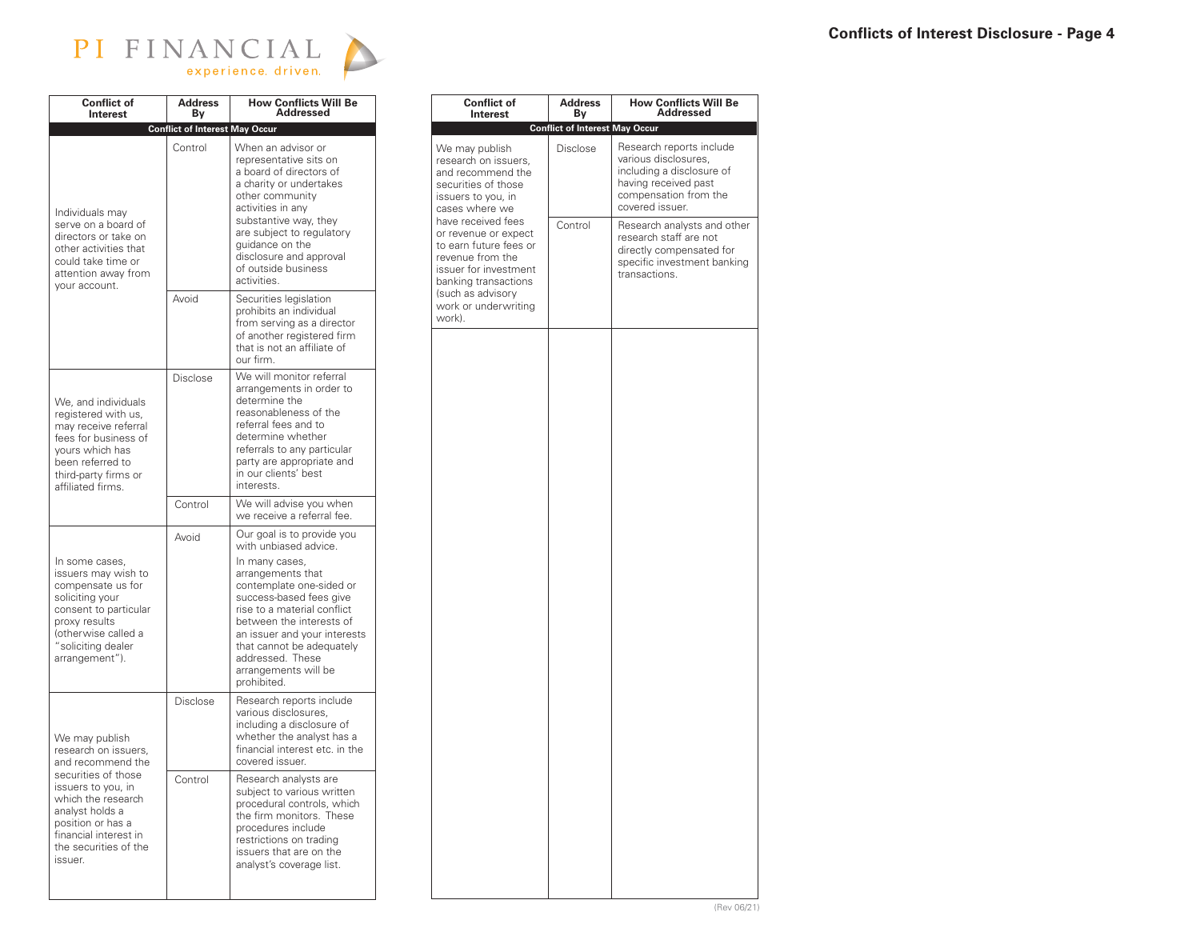| Conflict of Interest | Address By | How Conflicts Will Be Addressed |
|---|---|---|
| **Conflict of Interest May Occur** | | |
| Individuals may serve on a board of directors or take on other activities that could take time or attention away from your account. | Control | When an advisor or representative sits on a board of directors of a charity or undertakes other community activities in any substantive way, they are subject to regulatory guidance on the disclosure and approval of outside business activities. |
| | Avoid | Securities legislation prohibits an individual from serving as a director of another registered firm that is not an affiliate of our firm. |
| We, and individuals registered with us, may receive referral fees for business of yours which has been referred to third-party firms or affiliated firms. | Disclose | We will monitor referral arrangements in order to determine the reasonableness of the referral fees and to determine whether referrals to any particular party are appropriate and in our clients' best interests. |
| | Control | We will advise you when we receive a referral fee. |
| In some cases, issuers may wish to compensate us for soliciting your consent to particular proxy results (otherwise called a "soliciting dealer arrangement"). | Avoid | Our goal is to provide you with unbiased advice. In many cases, arrangements that contemplate one-sided or success-based fees give rise to a material conflict between the interests of an issuer and your interests that cannot be adequately addressed. These arrangements will be prohibited. |
| We may publish research on issuers, and recommend the securities of those issuers to you, in which the research analyst holds a position or has a financial interest in the securities of the issuer. | Disclose | Research reports include various disclosures, including a disclosure of whether the analyst has a financial interest etc. in the covered issuer. |
| | Control | Research analysts are subject to various written procedural controls, which the firm monitors. These procedures include restrictions on trading issuers that are on the analyst's coverage list. |
| We may publish research on issuers, and recommend the securities of those issuers to you, in cases where we have received fees or revenue or expect to earn future fees or revenue from the issuer for investment banking transactions (such as advisory work or underwriting work). | Disclose | Research reports include various disclosures, including a disclosure of having received past compensation from the covered issuer. |
| | Control | Research analysts and other research staff are not directly compensated for specific investment banking transactions. |

(Rev 06/21)